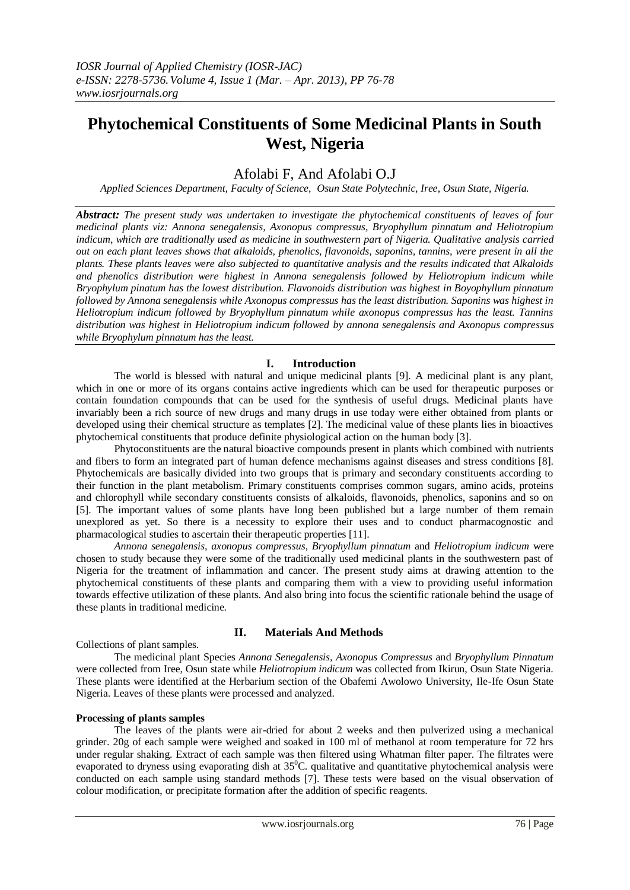# Phytochemical Constituents of Some Medicinal Plants in South West, Nigeria

Afolabi F, And Afolabi O.J

*Applied Sciences Department, Faculty of Science, Osun State Polytechnic, Iree, Osun State, Nigeria.*

***Abstract:*** *The present study was undertaken to investigate the phytochemical constituents of leaves of four medicinal plants viz: Annona senegalensis, Axonopus compressus, Bryophyllum pinnatum and Heliotropium indicum, which are traditionally used as medicine in southwestern part of Nigeria. Qualitative analysis carried out on each plant leaves shows that alkaloids, phenolics, flavonoids, saponins, tannins, were present in all the plants. These plants leaves were also subjected to quantitative analysis and the results indicated that Alkaloids and phenolics distribution were highest in Annona senegalensis followed by Heliotropium indicum while Bryophylum pinatum has the lowest distribution. Flavonoids distribution was highest in Boyophyllum pinnatum followed by Annona senegalensis while Axonopus compressus has the least distribution. Saponins was highest in Heliotropium indicum followed by Bryophyllum pinnatum while axonopus compressus has the least. Tannins distribution was highest in Heliotropium indicum followed by annona senegalensis and Axonopus compressus while Bryophylum pinnatum has the least.*

## I. Introduction

The world is blessed with natural and unique medicinal plants [9]. A medicinal plant is any plant, which in one or more of its organs contains active ingredients which can be used for therapeutic purposes or contain foundation compounds that can be used for the synthesis of useful drugs. Medicinal plants have invariably been a rich source of new drugs and many drugs in use today were either obtained from plants or developed using their chemical structure as templates [2]. The medicinal value of these plants lies in bioactives phytochemical constituents that produce definite physiological action on the human body [3].

Phytoconstituents are the natural bioactive compounds present in plants which combined with nutrients and fibers to form an integrated part of human defence mechanisms against diseases and stress conditions [8]. Phytochemicals are basically divided into two groups that is primary and secondary constituents according to their function in the plant metabolism. Primary constituents comprises common sugars, amino acids, proteins and chlorophyll while secondary constituents consists of alkaloids, flavonoids, phenolics, saponins and so on [5]. The important values of some plants have long been published but a large number of them remain unexplored as yet. So there is a necessity to explore their uses and to conduct pharmacognostic and pharmacological studies to ascertain their therapeutic properties [11].

*Annona senegalensis, axonopus compressus, Bryophyllum pinnatum* and *Heliotropium indicum* were chosen to study because they were some of the traditionally used medicinal plants in the southwestern past of Nigeria for the treatment of inflammation and cancer. The present study aims at drawing attention to the phytochemical constituents of these plants and comparing them with a view to providing useful information towards effective utilization of these plants. And also bring into focus the scientific rationale behind the usage of these plants in traditional medicine.

## II. Materials And Methods

Collections of plant samples.

The medicinal plant Species *Annona Senegalensis, Axonopus Compressus* and *Bryophyllum Pinnatum* were collected from Iree, Osun state while *Heliotropium indicum* was collected from Ikirun, Osun State Nigeria. These plants were identified at the Herbarium section of the Obafemi Awolowo University, Ile-Ife Osun State Nigeria. Leaves of these plants were processed and analyzed.

**Processing of plants samples**

The leaves of the plants were air-dried for about 2 weeks and then pulverized using a mechanical grinder. 20g of each sample were weighed and soaked in 100 ml of methanol at room temperature for 72 hrs under regular shaking. Extract of each sample was then filtered using Whatman filter paper. The filtrates were evaporated to dryness using evaporating dish at $35^0$C. qualitative and quantitative phytochemical analysis were conducted on each sample using standard methods [7]. These tests were based on the visual observation of colour modification, or precipitate formation after the addition of specific reagents.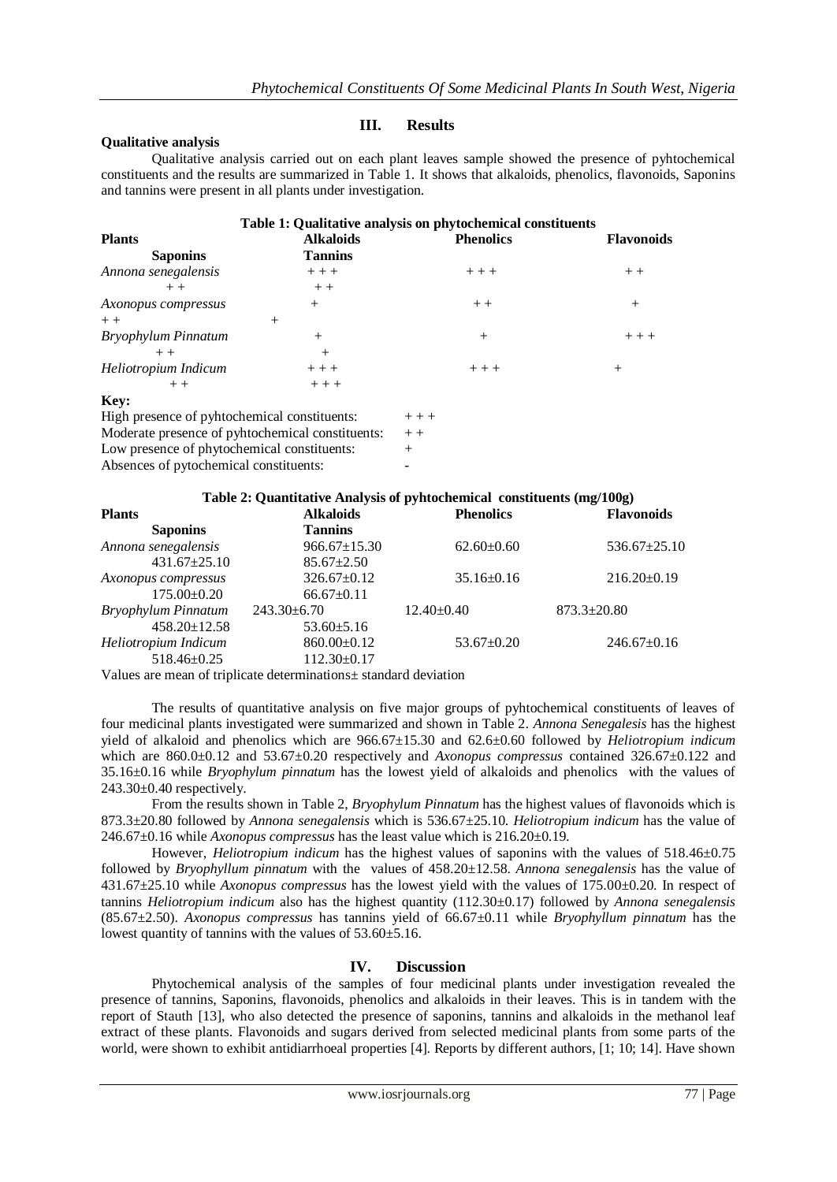## III. Results

**Qualitative analysis**

Qualitative analysis carried out on each plant leaves sample showed the presence of pyhtochemical constituents and the results are summarized in Table 1. It shows that alkaloids, phenolics, flavonoids, Saponins and tannins were present in all plants under investigation.

**Table 1: Qualitative analysis on phytochemical constituents**

| Plants | Alkaloids | Phenolics | Flavonoids | Saponins | Tannins |
|---|---|---|---|---|---|
| *Annona senegalensis* | + + + | + + + | + + | + + | + + |
| *Axonopus compressus* | + | + + | + | + + | + |
| *Bryophylum Pinnatum* | + | + | + + + | + + | + |
| *Heliotropium Indicum* | + + + | + + + | + | + + | + + + |

**Key:**

| | |
|---|---|
| High presence of pyhtochemical constituents: | + + + |
| Moderate presence of pyhtochemical constituents: | + + |
| Low presence of pyhtochemical constituents: | + |
| Absences of pytochemical constituents: | - |

**Table 2: Quantitative Analysis of pyhtochemical constituents (mg/100g)**

| Plants | Alkaloids | Phenolics | Flavonoids | Saponins | Tannins |
|---|---|---|---|---|---|
| *Annona senegalensis* | 966.67±15.30 | 62.60±0.60 | 536.67±25.10 | 431.67±25.10 | 85.67±2.50 |
| *Axonopus compressus* | 326.67±0.12 | 35.16±0.16 | 216.20±0.19 | 175.00±0.20 | 66.67±0.11 |
| *Bryophylum Pinnatum* | 243.30±6.70 | 12.40±0.40 | 873.3±20.80 | 458.20±12.58 | 53.60±5.16 |
| *Heliotropium Indicum* | 860.00±0.12 | 53.67±0.20 | 246.67±0.16 | 518.46±0.25 | 112.30±0.17 |

Values are mean of triplicate determinations± standard deviation

The results of quantitative analysis on five major groups of pyhtochemical constituents of leaves of four medicinal plants investigated were summarized and shown in Table 2. *Annona Senegalesis* has the highest yield of alkaloid and phenolics which are 966.67±15.30 and 62.6±0.60 followed by *Heliotropium indicum* which are 860.0±0.12 and 53.67±0.20 respectively and *Axonopus compressus* contained 326.67±0.122 and 35.16±0.16 while *Bryophylum pinnatum* has the lowest yield of alkaloids and phenolics with the values of 243.30±0.40 respectively.

From the results shown in Table 2, *Bryophylum Pinnatum* has the highest values of flavonoids which is 873.3±20.80 followed by *Annona senegalensis* which is 536.67±25.10. *Heliotropium indicum* has the value of 246.67±0.16 while *Axonopus compressus* has the least value which is 216.20±0.19.

However, *Heliotropium indicum* has the highest values of saponins with the values of 518.46±0.75 followed by *Bryophyllum pinnatum* with the values of 458.20±12.58. *Annona senegalensis* has the value of 431.67±25.10 while *Axonopus compressus* has the lowest yield with the values of 175.00±0.20. In respect of tannins *Heliotropium indicum* also has the highest quantity (112.30±0.17) followed by *Annona senegalensis* (85.67±2.50). *Axonopus compressus* has tannins yield of 66.67±0.11 while *Bryophyllum pinnatum* has the lowest quantity of tannins with the values of 53.60±5.16.

## IV. Discussion

Phytochemical analysis of the samples of four medicinal plants under investigation revealed the presence of tannins, Saponins, flavonoids, phenolics and alkaloids in their leaves. This is in tandem with the report of Stauth [13], who also detected the presence of saponins, tannins and alkaloids in the methanol leaf extract of these plants. Flavonoids and sugars derived from selected medicinal plants from some parts of the world, were shown to exhibit antidiarrhoeal properties [4]. Reports by different authors, [1; 10; 14]. Have shown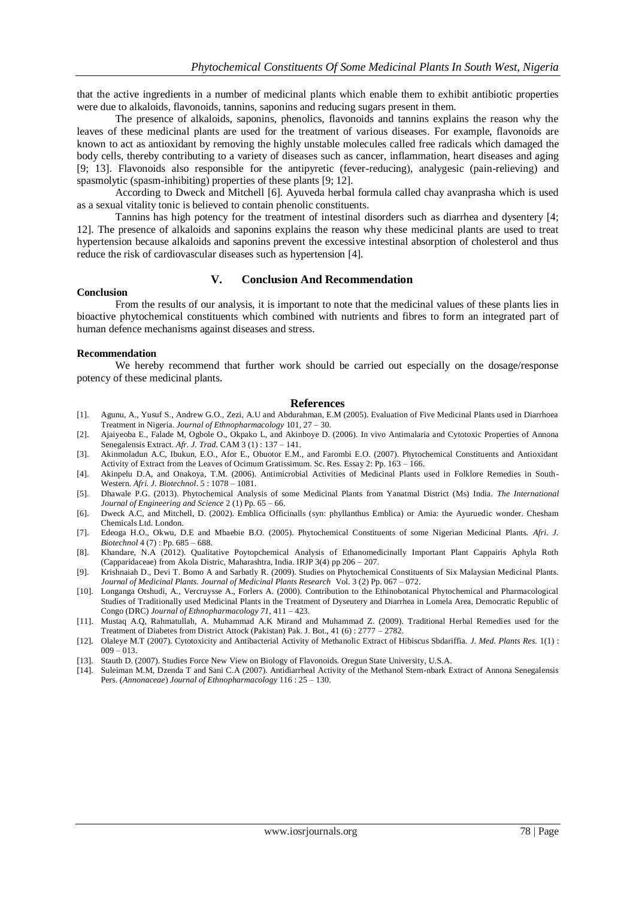that the active ingredients in a number of medicinal plants which enable them to exhibit antibiotic properties were due to alkaloids, flavonoids, tannins, saponins and reducing sugars present in them.

The presence of alkaloids, saponins, phenolics, flavonoids and tannins explains the reason why the leaves of these medicinal plants are used for the treatment of various diseases. For example, flavonoids are known to act as antioxidant by removing the highly unstable molecules called free radicals which damaged the body cells, thereby contributing to a variety of diseases such as cancer, inflammation, heart diseases and aging [9; 13]. Flavonoids also responsible for the antipyretic (fever-reducing), analygesic (pain-relieving) and spasmolytic (spasm-inhibiting) properties of these plants [9; 12].

According to Dweck and Mitchell [6]. Ayuveda herbal formula called chay avanprasha which is used as a sexual vitality tonic is believed to contain phenolic constituents.

Tannins has high potency for the treatment of intestinal disorders such as diarrhea and dysentery [4; 12]. The presence of alkaloids and saponins explains the reason why these medicinal plants are used to treat hypertension because alkaloids and saponins prevent the excessive intestinal absorption of cholesterol and thus reduce the risk of cardiovascular diseases such as hypertension [4].

## V. Conclusion And Recommendation

**Conclusion**

From the results of our analysis, it is important to note that the medicinal values of these plants lies in bioactive phytochemical constituents which combined with nutrients and fibres to form an integrated part of human defence mechanisms against diseases and stress.

**Recommendation**

We hereby recommend that further work should be carried out especially on the dosage/response potency of these medicinal plants.

## References

[1]. Agunu, A., Yusuf S., Andrew G.O., Zezi, A.U and Abdurahman, E.M (2005). Evaluation of Five Medicinal Plants used in Diarrhoea Treatment in Nigeria. *Journal of Ethnopharmacology* 101, 27 – 30.

[2]. Ajaiyeoba E., Falade M, Ogbole O., Okpako L, and Akinboye D. (2006). In vivo Antimalaria and Cytotoxic Properties of Annona Senegalensis Extract. *Afr. J. Trad.* CAM 3 (1) : 137 – 141.

[3]. Akinmoladun A.C, Ibukun, E.O., Afor E., Obuotor E.M., and Farombi E.O. (2007). Phytochemical Constituents and Antioxidant Activity of Extract from the Leaves of Ocimum Gratissimum. Sc. Res. Essay 2: Pp. 163 – 166.

[4]. Akinpelu D.A, and Onakoya, T.M. (2006). Antimicrobial Activities of Medicinal Plants used in Folklore Remedies in South-Western. *Afri. J. Biotechnol*. 5 : 1078 – 1081.

[5]. Dhawale P.G. (2013). Phytochemical Analysis of some Medicinal Plants from Yanatmal District (Ms) India. *The International Journal of Engineering and Science* 2 (1) Pp. 65 – 66.

[6]. Dweck A.C, and Mitchell, D. (2002). Emblica Officinalls (syn: phyllanthus Emblica) or Amia: the Ayuruedic wonder. Chesham Chemicals Ltd. London.

[7]. Edeoga H.O., Okwu, D.E and Mbaebie B.O. (2005). Phytochemical Constituents of some Nigerian Medicinal Plants. *Afri. J. Biotechnol* 4 (7) : Pp. 685 – 688.

[8]. Khandare, N.A (2012). Qualitative Poytopchemical Analysis of Ethanomedicinally Important Plant Cappairis Aphyla Roth (Capparidaceae) from Akola Distric, Maharashtra, India. IRJP 3(4) pp 206 – 207.

[9]. Krishnaiah D., Devi T. Bomo A and Sarbatly R. (2009). Studies on Phytochemical Constituents of Six Malaysian Medicinal Plants. *Journal of Medicinal Plants. Journal of Medicinal Plants Research* Vol. 3 (2) Pp. 067 – 072.

[10]. Longanga Otshudi, A., Vercruysse A., Forlers A. (2000). Contribution to the Ethinobotanical Phytochemical and Pharmacological Studies of Traditionally used Medicinal Plants in the Treatment of Dyseutery and Diarrhea in Lomela Area, Democratic Republic of Congo (DRC) *Journal of Ethnopharmacology 71*, 411 – 423.

[11]. Mustaq A.Q, Rahmatullah, A. Muhammad A.K Mirand and Muhammad Z. (2009). Traditional Herbal Remedies used for the Treatment of Diabetes from District Attock (Pakistan) Pak. J. Bot., 41 (6) : 2777 – 2782.

[12]. Olaleye M.T (2007). Cytotoxicity and Antibacterial Activity of Methanolic Extract of Hibiscus Sbdariffia. *J. Med. Plants Res.* 1(1) : 009 – 013.

[13]. Stauth D. (2007). Studies Force New View on Biology of Flavonoids. Oregun State University, U.S.A.

[14]. Suleiman M.M, Dzenda T and Sani C.A (2007). Antidiarrheal Activity of the Methanol Stem-nbark Extract of Annona Senegalensis Pers. (*Annonaceae*) *Journal of Ethnopharmacology* 116 : 25 – 130.